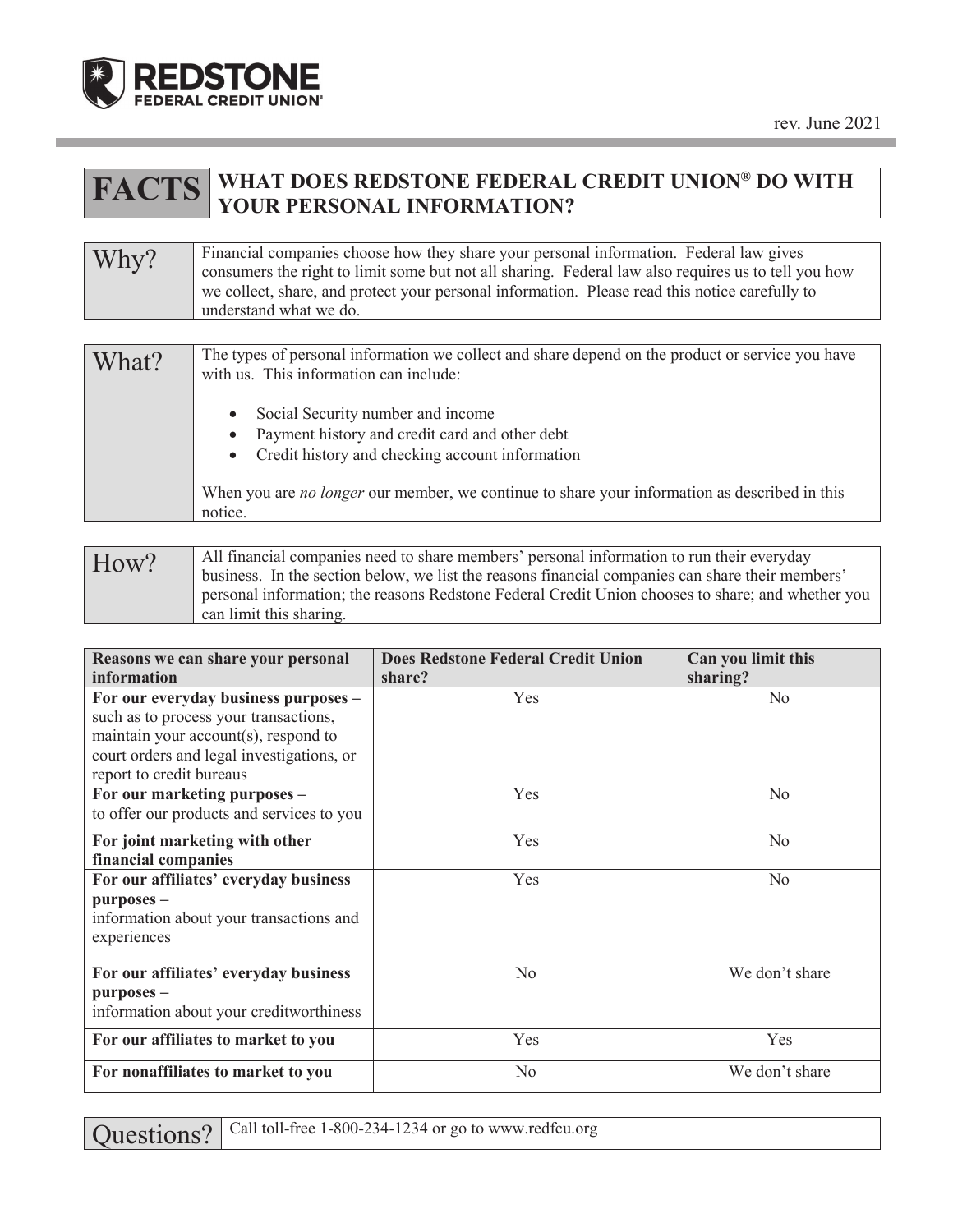REDSTONE FEDERAL CREDIT UNION®

rev. June 2021

# FACTS — WHAT DOES REDSTONE FEDERAL CREDIT UNION® DO WITH YOUR PERSONAL INFORMATION?

## Why?

Financial companies choose how they share your personal information. Federal law gives consumers the right to limit some but not all sharing. Federal law also requires us to tell you how we collect, share, and protect your personal information. Please read this notice carefully to understand what we do.

## What?

The types of personal information we collect and share depend on the product or service you have with us. This information can include:

- Social Security number and income
- Payment history and credit card and other debt
- Credit history and checking account information

When you are *no longer* our member, we continue to share your information as described in this notice.

## How?

All financial companies need to share members' personal information to run their everyday business. In the section below, we list the reasons financial companies can share their members' personal information; the reasons Redstone Federal Credit Union chooses to share; and whether you can limit this sharing.

| Reasons we can share your personal information | Does Redstone Federal Credit Union share? | Can you limit this sharing? |
| --- | --- | --- |
| **For our everyday business purposes –** such as to process your transactions, maintain your account(s), respond to court orders and legal investigations, or report to credit bureaus | Yes | No |
| **For our marketing purposes –** to offer our products and services to you | Yes | No |
| **For joint marketing with other financial companies** | Yes | No |
| **For our affiliates' everyday business purposes –** information about your transactions and experiences | Yes | No |
| **For our affiliates' everyday business purposes –** information about your creditworthiness | No | We don't share |
| **For our affiliates to market to you** | Yes | Yes |
| **For nonaffiliates to market to you** | No | We don't share |

## Questions?

Call toll-free 1-800-234-1234 or go to www.redfcu.org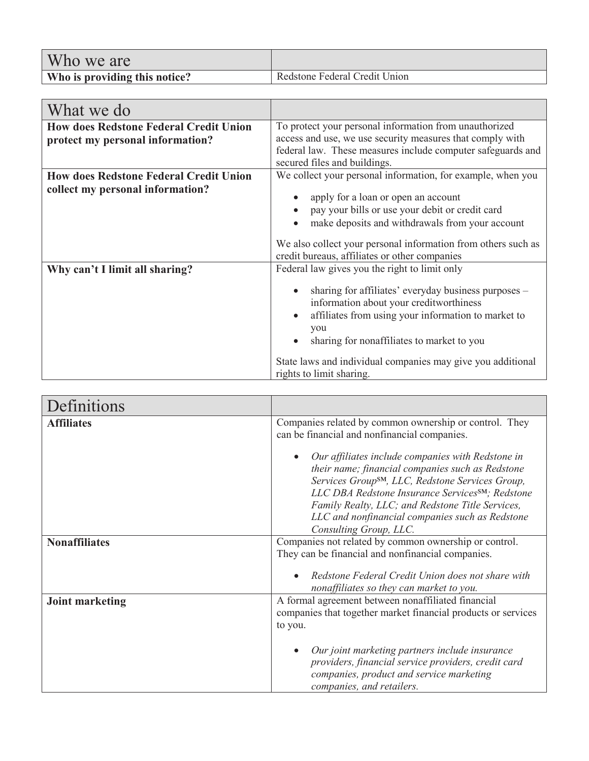| Who we are | |
|---|---|
| **Who is providing this notice?** | Redstone Federal Credit Union |

| What we do | |
|---|---|
| **How does Redstone Federal Credit Union protect my personal information?** | To protect your personal information from unauthorized access and use, we use security measures that comply with federal law. These measures include computer safeguards and secured files and buildings. |
| **How does Redstone Federal Credit Union collect my personal information?** | We collect your personal information, for example, when you<br>• apply for a loan or open an account<br>• pay your bills or use your debit or credit card<br>• make deposits and withdrawals from your account<br><br>We also collect your personal information from others such as credit bureaus, affiliates or other companies |
| **Why can't I limit all sharing?** | Federal law gives you the right to limit only<br>• sharing for affiliates' everyday business purposes – information about your creditworthiness<br>• affiliates from using your information to market to you<br>• sharing for nonaffiliates to market to you<br><br>State laws and individual companies may give you additional rights to limit sharing. |

| Definitions | |
|---|---|
| **Affiliates** | Companies related by common ownership or control. They can be financial and nonfinancial companies.<br>• *Our affiliates include companies with Redstone in their name; financial companies such as Redstone Services Group℠, LLC, Redstone Services Group, LLC DBA Redstone Insurance Services℠; Redstone Family Realty, LLC; and Redstone Title Services, LLC and nonfinancial companies such as Redstone Consulting Group, LLC.* |
| **Nonaffiliates** | Companies not related by common ownership or control. They can be financial and nonfinancial companies.<br>• *Redstone Federal Credit Union does not share with nonaffiliates so they can market to you.* |
| **Joint marketing** | A formal agreement between nonaffiliated financial companies that together market financial products or services to you.<br>• *Our joint marketing partners include insurance providers, financial service providers, credit card companies, product and service marketing companies, and retailers.* |